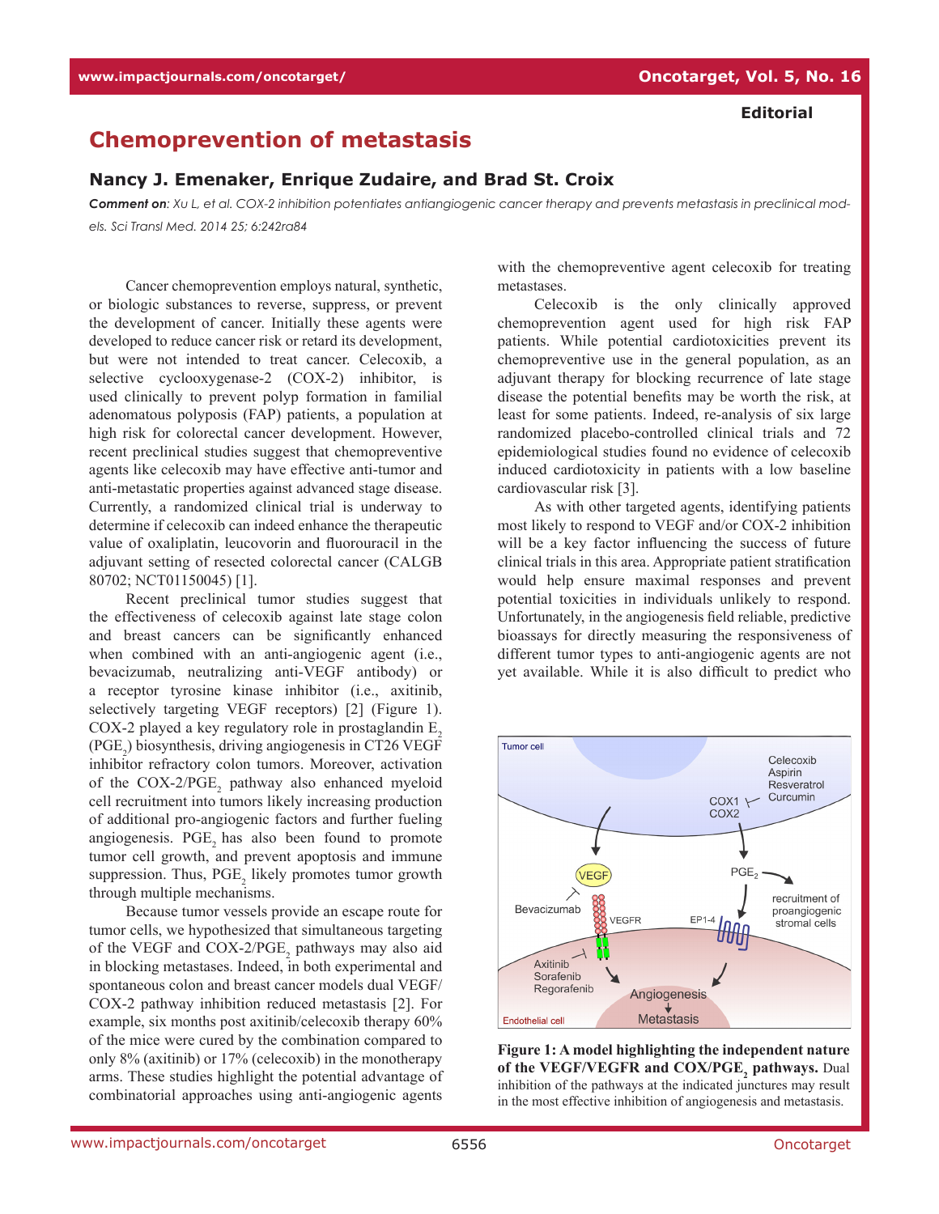**Editorial**

# Chemoprevention of metastasis

## Nancy J. Emenaker, Enrique Zudaire, and Brad St. Croix

***Comment on**: Xu L, et al. COX-2 inhibition potentiates antiangiogenic cancer therapy and prevents metastasis in preclinical models. Sci Transl Med. 2014 25; 6:242ra84*

Cancer chemoprevention employs natural, synthetic, or biologic substances to reverse, suppress, or prevent the development of cancer. Initially these agents were developed to reduce cancer risk or retard its development, but were not intended to treat cancer. Celecoxib, a selective cyclooxygenase-2 (COX-2) inhibitor, is used clinically to prevent polyp formation in familial adenomatous polyposis (FAP) patients, a population at high risk for colorectal cancer development. However, recent preclinical studies suggest that chemopreventive agents like celecoxib may have effective anti-tumor and anti-metastatic properties against advanced stage disease. Currently, a randomized clinical trial is underway to determine if celecoxib can indeed enhance the therapeutic value of oxaliplatin, leucovorin and fluorouracil in the adjuvant setting of resected colorectal cancer (CALGB 80702; NCT01150045) [1].

Recent preclinical tumor studies suggest that the effectiveness of celecoxib against late stage colon and breast cancers can be significantly enhanced when combined with an anti-angiogenic agent (i.e., bevacizumab, neutralizing anti-VEGF antibody) or a receptor tyrosine kinase inhibitor (i.e., axitinib, selectively targeting VEGF receptors) [2] (Figure 1). COX-2 played a key regulatory role in prostaglandin $E_2$ ($PGE_2$) biosynthesis, driving angiogenesis in CT26 VEGF inhibitor refractory colon tumors. Moreover, activation of the COX-2/$PGE_2$ pathway also enhanced myeloid cell recruitment into tumors likely increasing production of additional pro-angiogenic factors and further fueling angiogenesis. $PGE_2$ has also been found to promote tumor cell growth, and prevent apoptosis and immune suppression. Thus, $PGE_2$ likely promotes tumor growth through multiple mechanisms.

Because tumor vessels provide an escape route for tumor cells, we hypothesized that simultaneous targeting of the VEGF and COX-2/$PGE_2$ pathways may also aid in blocking metastases. Indeed, in both experimental and spontaneous colon and breast cancer models dual VEGF/COX-2 pathway inhibition reduced metastasis [2]. For example, six months post axitinib/celecoxib therapy 60% of the mice were cured by the combination compared to only 8% (axitinib) or 17% (celecoxib) in the monotherapy arms. These studies highlight the potential advantage of combinatorial approaches using anti-angiogenic agents with the chemopreventive agent celecoxib for treating metastases.

Celecoxib is the only clinically approved chemoprevention agent used for high risk FAP patients. While potential cardiotoxicities prevent its chemopreventive use in the general population, as an adjuvant therapy for blocking recurrence of late stage disease the potential benefits may be worth the risk, at least for some patients. Indeed, re-analysis of six large randomized placebo-controlled clinical trials and 72 epidemiological studies found no evidence of celecoxib induced cardiotoxicity in patients with a low baseline cardiovascular risk [3].

As with other targeted agents, identifying patients most likely to respond to VEGF and/or COX-2 inhibition will be a key factor influencing the success of future clinical trials in this area. Appropriate patient stratification would help ensure maximal responses and prevent potential toxicities in individuals unlikely to respond. Unfortunately, in the angiogenesis field reliable, predictive bioassays for directly measuring the responsiveness of different tumor types to anti-angiogenic agents are not yet available. While it is also difficult to predict who

**Figure 1: A model highlighting the independent nature of the VEGF/VEGFR and COX/$PGE_2$ pathways.** Dual inhibition of the pathways at the indicated junctures may result in the most effective inhibition of angiogenesis and metastasis.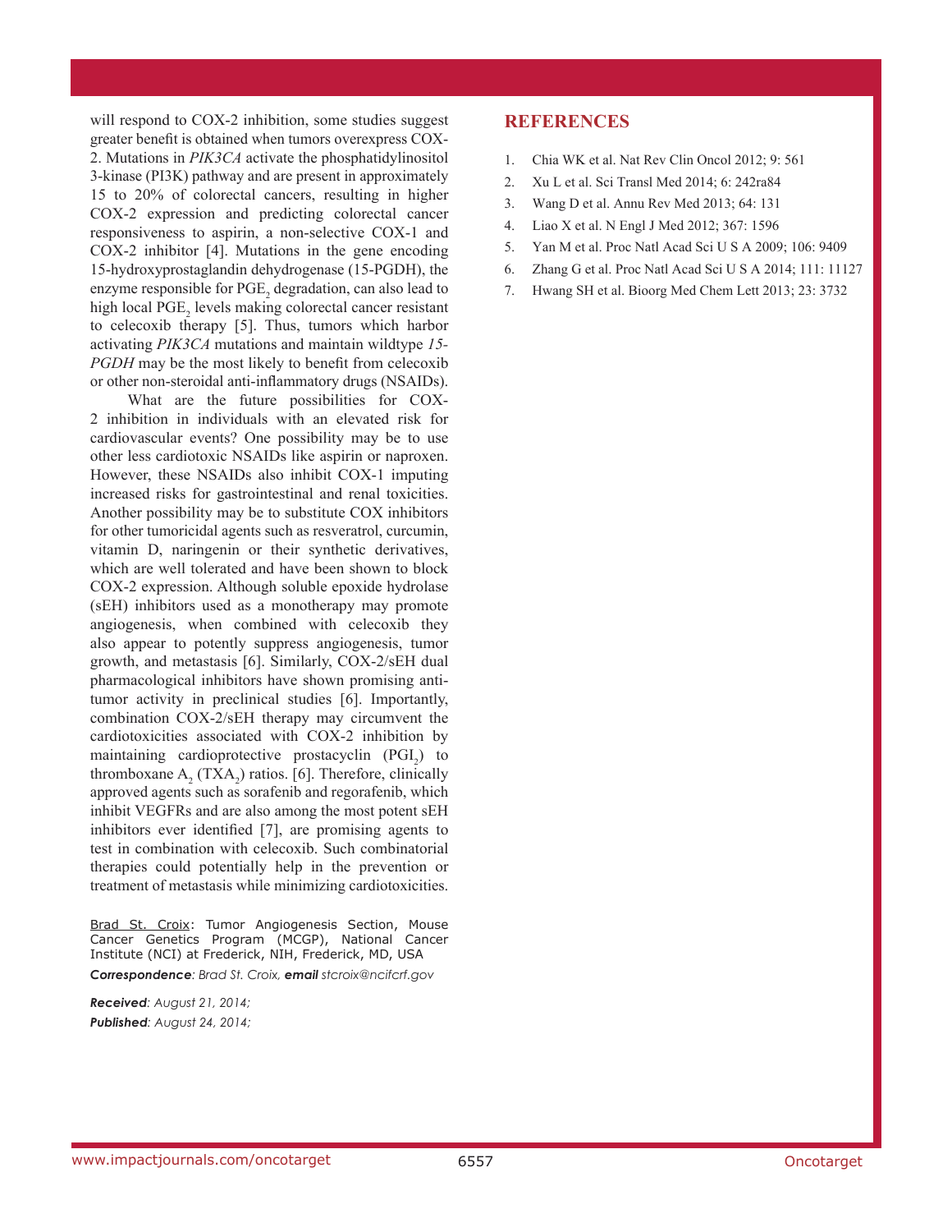will respond to COX-2 inhibition, some studies suggest greater benefit is obtained when tumors overexpress COX-2. Mutations in *PIK3CA* activate the phosphatidylinositol 3-kinase (PI3K) pathway and are present in approximately 15 to 20% of colorectal cancers, resulting in higher COX-2 expression and predicting colorectal cancer responsiveness to aspirin, a non-selective COX-1 and COX-2 inhibitor [4]. Mutations in the gene encoding 15-hydroxyprostaglandin dehydrogenase (15-PGDH), the enzyme responsible for $PGE_2$ degradation, can also lead to high local $PGE_2$ levels making colorectal cancer resistant to celecoxib therapy [5]. Thus, tumors which harbor activating *PIK3CA* mutations and maintain wildtype *15-PGDH* may be the most likely to benefit from celecoxib or other non-steroidal anti-inflammatory drugs (NSAIDs).

What are the future possibilities for COX-2 inhibition in individuals with an elevated risk for cardiovascular events? One possibility may be to use other less cardiotoxic NSAIDs like aspirin or naproxen. However, these NSAIDs also inhibit COX-1 imputing increased risks for gastrointestinal and renal toxicities. Another possibility may be to substitute COX inhibitors for other tumoricidal agents such as resveratrol, curcumin, vitamin D, naringenin or their synthetic derivatives, which are well tolerated and have been shown to block COX-2 expression. Although soluble epoxide hydrolase (sEH) inhibitors used as a monotherapy may promote angiogenesis, when combined with celecoxib they also appear to potently suppress angiogenesis, tumor growth, and metastasis [6]. Similarly, COX-2/sEH dual pharmacological inhibitors have shown promising anti-tumor activity in preclinical studies [6]. Importantly, combination COX-2/sEH therapy may circumvent the cardiotoxicities associated with COX-2 inhibition by maintaining cardioprotective prostacyclin ($PGI_2$) to thromboxane $A_2$ ($TXA_2$) ratios. [6]. Therefore, clinically approved agents such as sorafenib and regorafenib, which inhibit VEGFRs and are also among the most potent sEH inhibitors ever identified [7], are promising agents to test in combination with celecoxib. Such combinatorial therapies could potentially help in the prevention or treatment of metastasis while minimizing cardiotoxicities.

Brad St. Croix: Tumor Angiogenesis Section, Mouse Cancer Genetics Program (MCGP), National Cancer Institute (NCI) at Frederick, NIH, Frederick, MD, USA

***Correspondence**: Brad St. Croix, **email** stcroix@ncifcrf.gov*

***Received**: August 21, 2014;*

***Published**: August 24, 2014;*

## REFERENCES

1. Chia WK et al. Nat Rev Clin Oncol 2012; 9: 561
2. Xu L et al. Sci Transl Med 2014; 6: 242ra84
3. Wang D et al. Annu Rev Med 2013; 64: 131
4. Liao X et al. N Engl J Med 2012; 367: 1596
5. Yan M et al. Proc Natl Acad Sci U S A 2009; 106: 9409
6. Zhang G et al. Proc Natl Acad Sci U S A 2014; 111: 11127
7. Hwang SH et al. Bioorg Med Chem Lett 2013; 23: 3732